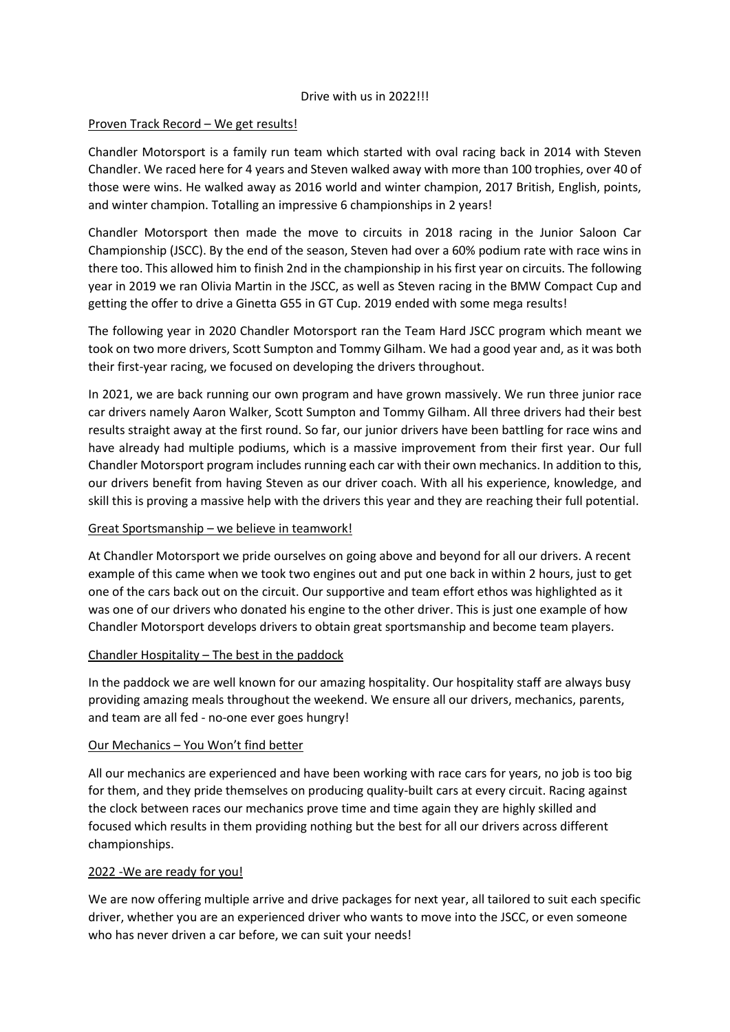# Drive with us in 2022!!!

## Proven Track Record – We get results!

Chandler Motorsport is a family run team which started with oval racing back in 2014 with Steven Chandler. We raced here for 4 years and Steven walked away with more than 100 trophies, over 40 of those were wins. He walked away as 2016 world and winter champion, 2017 British, English, points, and winter champion. Totalling an impressive 6 championships in 2 years!

Chandler Motorsport then made the move to circuits in 2018 racing in the Junior Saloon Car Championship (JSCC). By the end of the season, Steven had over a 60% podium rate with race wins in there too. This allowed him to finish 2nd in the championship in his first year on circuits. The following year in 2019 we ran Olivia Martin in the JSCC, as well as Steven racing in the BMW Compact Cup and getting the offer to drive a Ginetta G55 in GT Cup. 2019 ended with some mega results!

The following year in 2020 Chandler Motorsport ran the Team Hard JSCC program which meant we took on two more drivers, Scott Sumpton and Tommy Gilham. We had a good year and, as it was both their first-year racing, we focused on developing the drivers throughout.

In 2021, we are back running our own program and have grown massively. We run three junior race car drivers namely Aaron Walker, Scott Sumpton and Tommy Gilham. All three drivers had their best results straight away at the first round. So far, our junior drivers have been battling for race wins and have already had multiple podiums, which is a massive improvement from their first year. Our full Chandler Motorsport program includes running each car with their own mechanics. In addition to this, our drivers benefit from having Steven as our driver coach. With all his experience, knowledge, and skill this is proving a massive help with the drivers this year and they are reaching their full potential.

## Great Sportsmanship – we believe in teamwork!

At Chandler Motorsport we pride ourselves on going above and beyond for all our drivers. A recent example of this came when we took two engines out and put one back in within 2 hours, just to get one of the cars back out on the circuit. Our supportive and team effort ethos was highlighted as it was one of our drivers who donated his engine to the other driver. This is just one example of how Chandler Motorsport develops drivers to obtain great sportsmanship and become team players.

## Chandler Hospitality – The best in the paddock

In the paddock we are well known for our amazing hospitality. Our hospitality staff are always busy providing amazing meals throughout the weekend. We ensure all our drivers, mechanics, parents, and team are all fed - no-one ever goes hungry!

## Our Mechanics – You Won't find better

All our mechanics are experienced and have been working with race cars for years, no job is too big for them, and they pride themselves on producing quality-built cars at every circuit. Racing against the clock between races our mechanics prove time and time again they are highly skilled and focused which results in them providing nothing but the best for all our drivers across different championships.

## 2022 -We are ready for you!

We are now offering multiple arrive and drive packages for next year, all tailored to suit each specific driver, whether you are an experienced driver who wants to move into the JSCC, or even someone who has never driven a car before, we can suit your needs!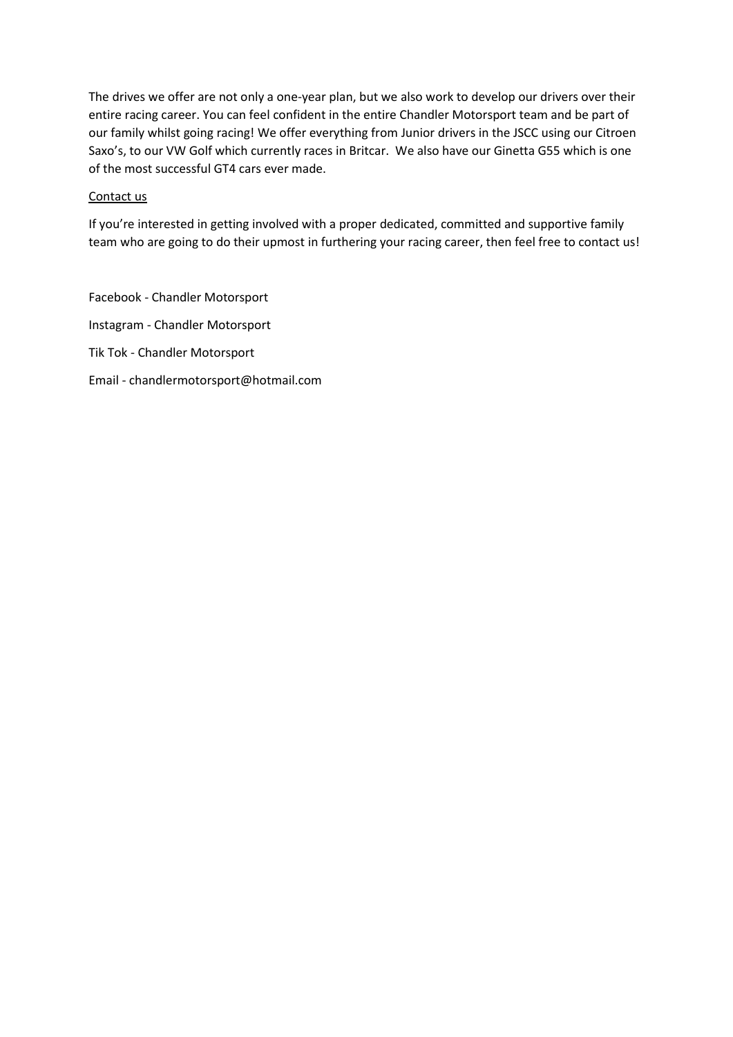The drives we offer are not only a one-year plan, but we also work to develop our drivers over their entire racing career. You can feel confident in the entire Chandler Motorsport team and be part of our family whilst going racing! We offer everything from Junior drivers in the JSCC using our Citroen Saxo's, to our VW Golf which currently races in Britcar. We also have our Ginetta G55 which is one of the most successful GT4 cars ever made.

<u>Contact us</u>

If you're interested in getting involved with a proper dedicated, committed and supportive family team who are going to do their upmost in furthering your racing career, then feel free to contact us!

Facebook - Chandler Motorsport

Instagram - Chandler Motorsport

Tik Tok - Chandler Motorsport

Email - chandlermotorsport@hotmail.com